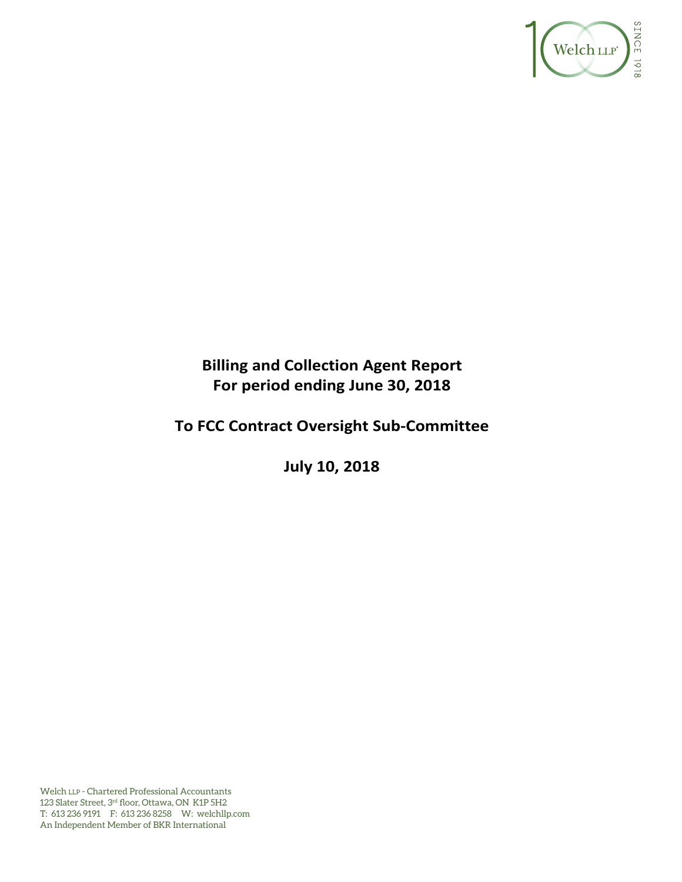# Billing and Collection Agent Report
# For period ending June 30, 2018

## To FCC Contract Oversight Sub-Committee

## July 10, 2018

Welch LLP - Chartered Professional Accountants
123 Slater Street, 3rd floor, Ottawa, ON K1P 5H2
T: 613 236 9191 F: 613 236 8258 W: welchllp.com
An Independent Member of BKR International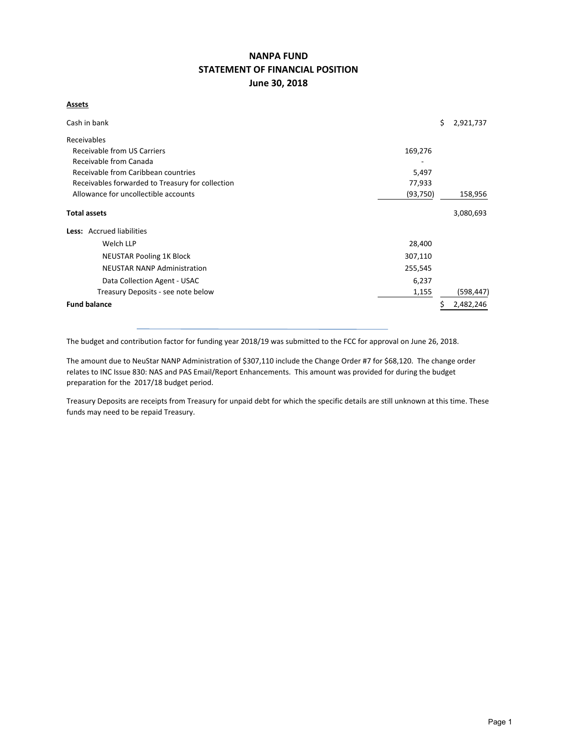# NANPA FUND
## STATEMENT OF FINANCIAL POSITION
### June 30, 2018

**Assets**

| | | |
|---|---|---|
| Cash in bank | | $ 2,921,737 |
| Receivables | | |
| Receivable from US Carriers | 169,276 | |
| Receivable from Canada | - | |
| Receivable from Caribbean countries | 5,497 | |
| Receivables forwarded to Treasury for collection | 77,933 | |
| Allowance for uncollectible accounts | (93,750) | 158,956 |
| **Total assets** | | 3,080,693 |
| **Less:** Accrued liabilities | | |
| Welch LLP | 28,400 | |
| NEUSTAR Pooling 1K Block | 307,110 | |
| NEUSTAR NANP Administration | 255,545 | |
| Data Collection Agent - USAC | 6,237 | |
| Treasury Deposits - see note below | 1,155 | (598,447) |
| **Fund balance** | | $ 2,482,246 |

The budget and contribution factor for funding year 2018/19 was submitted to the FCC for approval on June 26, 2018.

The amount due to NeuStar NANP Administration of $307,110 include the Change Order #7 for $68,120. The change order relates to INC Issue 830: NAS and PAS Email/Report Enhancements. This amount was provided for during the budget preparation for the 2017/18 budget period.

Treasury Deposits are receipts from Treasury for unpaid debt for which the specific details are still unknown at this time. These funds may need to be repaid Treasury.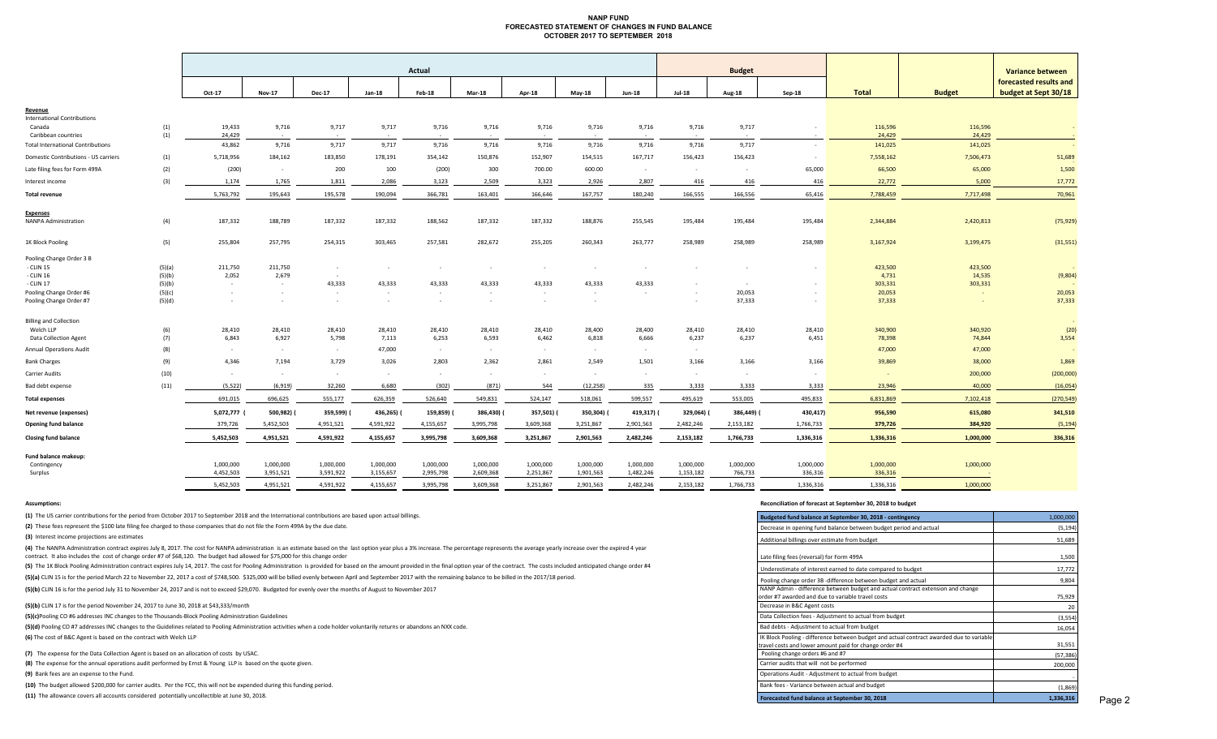# NANP FUND
## FORECASTED STATEMENT OF CHANGES IN FUND BALANCE
## OCTOBER 2017 TO SEPTEMBER 2018

| | | Actual | | | | | | | | | Budget | | | | | Variance between forecasted results and budget at Sept 30/18 |
|---|---|---|---|---|---|---|---|---|---|---|---|---|---|---|---|---|
| | | Oct-17 | Nov-17 | Dec-17 | Jan-18 | Feb-18 | Mar-18 | Apr-18 | May-18 | Jun-18 | Jul-18 | Aug-18 | Sep-18 | Total | Budget | |
| **Revenue** | | | | | | | | | | | | | | | | |
| International Contributions | | | | | | | | | | | | | | | | |
| Canada | (1) | 19,433 | 9,716 | 9,717 | 9,717 | 9,716 | 9,716 | 9,716 | 9,716 | 9,716 | 9,716 | 9,717 | - | 116,596 | 116,596 | - |
| Caribbean countries | (1) | 24,429 | - | - | - | - | - | - | - | - | - | - | - | 24,429 | 24,429 | - |
| Total International Contributions | | 43,862 | 9,716 | 9,717 | 9,717 | 9,716 | 9,716 | 9,716 | 9,716 | 9,716 | 9,716 | 9,717 | - | 141,025 | 141,025 | - |
| Domestic Contributions - US carriers | (1) | 5,718,956 | 184,162 | 183,850 | 178,191 | 354,142 | 150,876 | 152,907 | 154,515 | 167,717 | 156,423 | 156,423 | - | 7,558,162 | 7,506,473 | 51,689 |
| Late filing fees for Form 499A | (2) | (200) | - | 200 | 100 | (200) | 300 | 700.00 | 600.00 | - | - | - | 65,000 | 66,500 | 65,000 | 1,500 |
| Interest income | (3) | 1,174 | 1,765 | 1,811 | 2,086 | 3,123 | 2,509 | 3,323 | 2,926 | 2,807 | 416 | 416 | 416 | 22,772 | 5,000 | 17,772 |
| **Total revenue** | | 5,763,792 | 195,643 | 195,578 | 190,094 | 366,781 | 163,401 | 166,646 | 167,757 | 180,240 | 166,555 | 166,556 | 65,416 | 7,788,459 | 7,717,498 | 70,961 |
| **Expenses** | | | | | | | | | | | | | | | | |
| NANPA Administration | (4) | 187,332 | 188,789 | 187,332 | 187,332 | 188,562 | 187,332 | 187,332 | 188,876 | 255,545 | 195,484 | 195,484 | 195,484 | 2,344,884 | 2,420,813 | (75,929) |
| 1K Block Pooling | (5) | 255,804 | 257,795 | 254,315 | 303,465 | 257,581 | 282,672 | 255,205 | 260,343 | 263,777 | 258,989 | 258,989 | 258,989 | 3,167,924 | 3,199,475 | (31,551) |
| Pooling Change Order 3 B | | | | | | | | | | | | | | | | |
| - CLIN 15 | (5)(a) | 211,750 | 211,750 | - | - | - | - | - | - | - | - | - | - | 423,500 | 423,500 | - |
| - CLIN 16 | (5)(b) | 2,052 | 2,679 | - | | | | | | | | | | 4,731 | 14,535 | (9,804) |
| - CLIN 17 | (5)(b) | - | - | 43,333 | 43,333 | 43,333 | 43,333 | 43,333 | 43,333 | 43,333 | - | - | - | 303,331 | 303,331 | - |
| Pooling Change Order #6 | (5)(c) | - | - | - | - | - | - | - | - | - | - | 20,053 | - | 20,053 | - | 20,053 |
| Pooling Change Order #7 | (5)(d) | - | - | - | - | - | - | - | - | - | - | 37,333 | - | 37,333 | - | 37,333 |
| Billing and Collection | | | | | | | | | | | | | | | | - |
| Welch LLP | (6) | 28,410 | 28,410 | 28,410 | 28,410 | 28,410 | 28,410 | 28,410 | 28,400 | 28,400 | 28,410 | 28,410 | 28,410 | 340,900 | 340,920 | (20) |
| Data Collection Agent | (7) | 6,843 | 6,927 | 5,798 | 7,113 | 6,253 | 6,593 | 6,462 | 6,818 | 6,666 | 6,237 | 6,237 | 6,451 | 78,398 | 74,844 | 3,554 |
| Annual Operations Audit | (8) | - | - | - | 47,000 | - | - | - | - | - | - | | | 47,000 | 47,000 | - |
| Bank Charges | (9) | 4,346 | 7,194 | 3,729 | 3,026 | 2,803 | 2,362 | 2,861 | 2,549 | 1,501 | 3,166 | 3,166 | 3,166 | 39,869 | 38,000 | 1,869 |
| Carrier Audits | (10) | - | - | - | - | - | - | - | - | - | - | - | - | - | 200,000 | (200,000) |
| Bad debt expense | (11) | (5,522) | (6,919) | 32,260 | 6,680 | (302) | (871) | 544 | (12,258) | 335 | 3,333 | 3,333 | 3,333 | 23,946 | 40,000 | (16,054) |
| **Total expenses** | | 691,015 | 696,625 | 555,177 | 626,359 | 526,640 | 549,831 | 524,147 | 518,061 | 599,557 | 495,619 | 553,005 | 495,833 | 6,831,869 | 7,102,418 | (270,549) |
| **Net revenue (expenses)** | | 5,072,777 | (500,982) | (359,599) | (436,265) | (159,859) | (386,430) | (357,501) | (350,304) | (419,317) | (329,064) | (386,449) | (430,417) | 956,590 | 615,080 | 341,510 |
| **Opening fund balance** | | 379,726 | 5,452,503 | 4,951,521 | 4,591,922 | 4,155,657 | 3,995,798 | 3,609,368 | 3,251,867 | 2,901,563 | 2,482,246 | 2,153,182 | 1,766,733 | 379,726 | 384,920 | (5,194) |
| **Closing fund balance** | | 5,452,503 | 4,951,521 | 4,591,922 | 4,155,657 | 3,995,798 | 3,609,368 | 3,251,867 | 2,901,563 | 2,482,246 | 2,153,182 | 1,766,733 | 1,336,316 | 1,336,316 | 1,000,000 | 336,316 |
| **Fund balance makeup:** | | | | | | | | | | | | | | | | |
| Contingency | | 1,000,000 | 1,000,000 | 1,000,000 | 1,000,000 | 1,000,000 | 1,000,000 | 1,000,000 | 1,000,000 | 1,000,000 | 1,000,000 | 1,000,000 | 1,000,000 | 1,000,000 | 1,000,000 | |
| Surplus | | 4,452,503 | 3,951,521 | 3,591,922 | 3,155,657 | 2,995,798 | 2,609,368 | 2,251,867 | 1,901,563 | 1,482,246 | 1,153,182 | 766,733 | 336,316 | 336,316 | - | |
| | | 5,452,503 | 4,951,521 | 4,591,922 | 4,155,657 | 3,995,798 | 3,609,368 | 3,251,867 | 2,901,563 | 2,482,246 | 2,153,182 | 1,766,733 | 1,336,316 | 1,336,316 | 1,000,000 | |

**Assumptions:**

**(1)** The US carrier contributions for the period from October 2017 to September 2018 and the International contributions are based upon actual billings.

**(2)** These fees represent the $100 late filing fee charged to those companies that do not file the Form 499A by the due date.

**(3)** Interest income projections are estimates

**(4)** The NANPA Administration contract expires July 8, 2017. The cost for NANPA administration is an estimate based on the last option year plus a 3% increase. The percentage represents the average yearly increase over the expired 4 year contract. It also includes the cost of change order #7 of $68,120. The budget had allowed for $75,000 for this change order

**(5)** The 1K Block Pooling Administration contract expires July 14, 2017. The cost for Pooling Administration is provided for based on the amount provided in the final option year of the contract. The costs included anticipated change order #4

**(5)(a)** CLIN 15 is for the period March 22 to November 22, 2017 a cost of $748,500. $325,000 will be billed evenly between April and September 2017 with the remaining balance to be billed in the 2017/18 period.

**(5)(b)** CLIN 16 is for the period July 31 to November 24, 2017 and is not to exceed $29,070. Budgeted for evenly over the months of August to November 2017

**(5)(b)** CLIN 17 is for the period November 24, 2017 to June 30, 2018 at $43,333/month

**(5)(c)** Pooling CO #6 addresses INC changes to the Thousands-Block Pooling Administration Guidelines

**(5)(d)** Pooling CO #7 addresses INC changes to the Guidelines related to Pooling Administration activities when a code holder voluntarily returns or abandons an NXX code.

**(6)** The cost of B&C Agent is based on the contract with Welch LLP

**(7)** The expense for the Data Collection Agent is based on an allocation of costs by USAC.

**(8)** The expense for the annual operations audit performed by Ernst & Young LLP is based on the quote given.

**(9)** Bank fees are an expense to the Fund.

**(10)** The budget allowed $200,000 for carrier audits. Per the FCC, this will not be expended during this funding period.

**(11)** The allowance covers all accounts considered potentially uncollectible at June 30, 2018.

**Reconciliation of forecast at September 30, 2018 to budget**

| | |
|---|---|
| **Budgeted fund balance at September 30, 2018 - contingency** | 1,000,000 |
| Decrease in opening fund balance between budget period and actual | (5,194) |
| Additional billings over estimate from budget | 51,689 |
| Late filing fees (reversal) for Form 499A | 1,500 |
| Underestimate of interest earned to date compared to budget | 17,772 |
| Pooling change order 3B -difference between budget and actual | 9,804 |
| NANP Admin - difference between budget and actual contract extension and change order #7 awarded and due to variable travel costs | 75,929 |
| Decrease in B&C Agent costs | 20 |
| Data Collection fees - Adjustment to actual from budget | (3,554) |
| Bad debts - Adjustment to actual from budget | 16,054 |
| IK Block Pooling - difference between budget and actual contract awarded due to variable travel costs and lower amount paid for change order #4 | 31,551 |
| Pooling change orders #6 and #7 | (57,386) |
| Carrier audits that will not be performed | 200,000 |
| Operations Audit - Adjustment to actual from budget | - |
| Bank fees - Variance between actual and budget | (1,869) |
| **Forecasted fund balance at September 30, 2018** | **1,336,316** |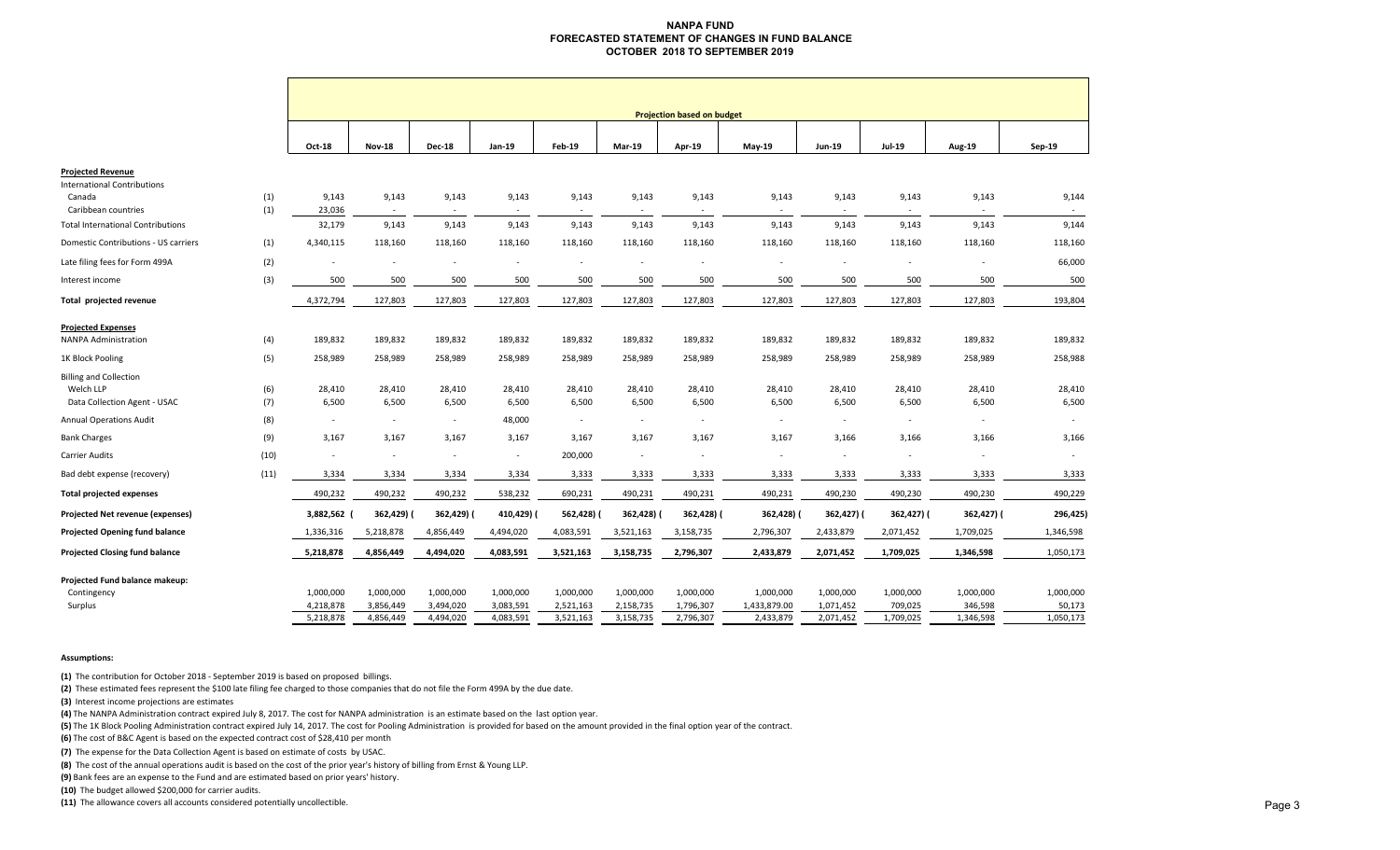# NANPA FUND
## FORECASTED STATEMENT OF CHANGES IN FUND BALANCE
### OCTOBER 2018 TO SEPTEMBER 2019

| | | Projection based on budget | | | | | | | | | | | |
|---|---|---|---|---|---|---|---|---|---|---|---|---|---|
| | | Oct-18 | Nov-18 | Dec-18 | Jan-19 | Feb-19 | Mar-19 | Apr-19 | May-19 | Jun-19 | Jul-19 | Aug-19 | Sep-19 |
| **Projected Revenue** | | | | | | | | | | | | | |
| International Contributions | | | | | | | | | | | | | |
| Canada | (1) | 9,143 | 9,143 | 9,143 | 9,143 | 9,143 | 9,143 | 9,143 | 9,143 | 9,143 | 9,143 | 9,143 | 9,144 |
| Caribbean countries | (1) | 23,036 | - | - | - | - | - | - | - | - | - | - | - |
| Total International Contributions | | 32,179 | 9,143 | 9,143 | 9,143 | 9,143 | 9,143 | 9,143 | 9,143 | 9,143 | 9,143 | 9,143 | 9,144 |
| Domestic Contributions - US carriers | (1) | 4,340,115 | 118,160 | 118,160 | 118,160 | 118,160 | 118,160 | 118,160 | 118,160 | 118,160 | 118,160 | 118,160 | 118,160 |
| Late filing fees for Form 499A | (2) | - | - | - | - | - | - | - | - | - | - | - | 66,000 |
| Interest income | (3) | 500 | 500 | 500 | 500 | 500 | 500 | 500 | 500 | 500 | 500 | 500 | 500 |
| **Total projected revenue** | | 4,372,794 | 127,803 | 127,803 | 127,803 | 127,803 | 127,803 | 127,803 | 127,803 | 127,803 | 127,803 | 127,803 | 193,804 |
| **Projected Expenses** | | | | | | | | | | | | | |
| NANPA Administration | (4) | 189,832 | 189,832 | 189,832 | 189,832 | 189,832 | 189,832 | 189,832 | 189,832 | 189,832 | 189,832 | 189,832 | 189,832 |
| 1K Block Pooling | (5) | 258,989 | 258,989 | 258,989 | 258,989 | 258,989 | 258,989 | 258,989 | 258,989 | 258,989 | 258,989 | 258,989 | 258,988 |
| Billing and Collection | | | | | | | | | | | | | |
| Welch LLP | (6) | 28,410 | 28,410 | 28,410 | 28,410 | 28,410 | 28,410 | 28,410 | 28,410 | 28,410 | 28,410 | 28,410 | 28,410 |
| Data Collection Agent - USAC | (7) | 6,500 | 6,500 | 6,500 | 6,500 | 6,500 | 6,500 | 6,500 | 6,500 | 6,500 | 6,500 | 6,500 | 6,500 |
| Annual Operations Audit | (8) | - | - | - | 48,000 | - | - | - | - | - | - | - | - |
| Bank Charges | (9) | 3,167 | 3,167 | 3,167 | 3,167 | 3,167 | 3,167 | 3,167 | 3,167 | 3,166 | 3,166 | 3,166 | 3,166 |
| Carrier Audits | (10) | - | - | - | - | 200,000 | - | - | - | - | - | - | - |
| Bad debt expense (recovery) | (11) | 3,334 | 3,334 | 3,334 | 3,334 | 3,333 | 3,333 | 3,333 | 3,333 | 3,333 | 3,333 | 3,333 | 3,333 |
| **Total projected expenses** | | 490,232 | 490,232 | 490,232 | 538,232 | 690,231 | 490,231 | 490,231 | 490,231 | 490,230 | 490,230 | 490,230 | 490,229 |
| **Projected Net revenue (expenses)** | | 3,882,562 | (362,429) | (362,429) | (410,429) | (562,428) | (362,428) | (362,428) | (362,428) | (362,427) | (362,427) | (362,427) | (296,425) |
| **Projected Opening fund balance** | | 1,336,316 | 5,218,878 | 4,856,449 | 4,494,020 | 4,083,591 | 3,521,163 | 3,158,735 | 2,796,307 | 2,433,879 | 2,071,452 | 1,709,025 | 1,346,598 |
| **Projected Closing fund balance** | | 5,218,878 | 4,856,449 | 4,494,020 | 4,083,591 | 3,521,163 | 3,158,735 | 2,796,307 | 2,433,879 | 2,071,452 | 1,709,025 | 1,346,598 | 1,050,173 |
| **Projected Fund balance makeup:** | | | | | | | | | | | | | |
| Contingency | | 1,000,000 | 1,000,000 | 1,000,000 | 1,000,000 | 1,000,000 | 1,000,000 | 1,000,000 | 1,000,000 | 1,000,000 | 1,000,000 | 1,000,000 | 1,000,000 |
| Surplus | | 4,218,878 | 3,856,449 | 3,494,020 | 3,083,591 | 2,521,163 | 2,158,735 | 1,796,307 | 1,433,879.00 | 1,071,452 | 709,025 | 346,598 | 50,173 |
| | | 5,218,878 | 4,856,449 | 4,494,020 | 4,083,591 | 3,521,163 | 3,158,735 | 2,796,307 | 2,433,879 | 2,071,452 | 1,709,025 | 1,346,598 | 1,050,173 |

**Assumptions:**

**(1)** The contribution for October 2018 - September 2019 is based on proposed billings.

**(2)** These estimated fees represent the $100 late filing fee charged to those companies that do not file the Form 499A by the due date.

**(3)** Interest income projections are estimates

**(4)** The NANPA Administration contract expired July 8, 2017. The cost for NANPA administration is an estimate based on the last option year.

**(5)** The 1K Block Pooling Administration contract expired July 14, 2017. The cost for Pooling Administration is provided for based on the amount provided in the final option year of the contract.

**(6)** The cost of B&C Agent is based on the expected contract cost of $28,410 per month

**(7)** The expense for the Data Collection Agent is based on estimate of costs by USAC.

**(8)** The cost of the annual operations audit is based on the cost of the prior year's history of billing from Ernst & Young LLP.

**(9)** Bank fees are an expense to the Fund and are estimated based on prior years' history.

**(10)** The budget allowed $200,000 for carrier audits.

**(11)** The allowance covers all accounts considered potentially uncollectible.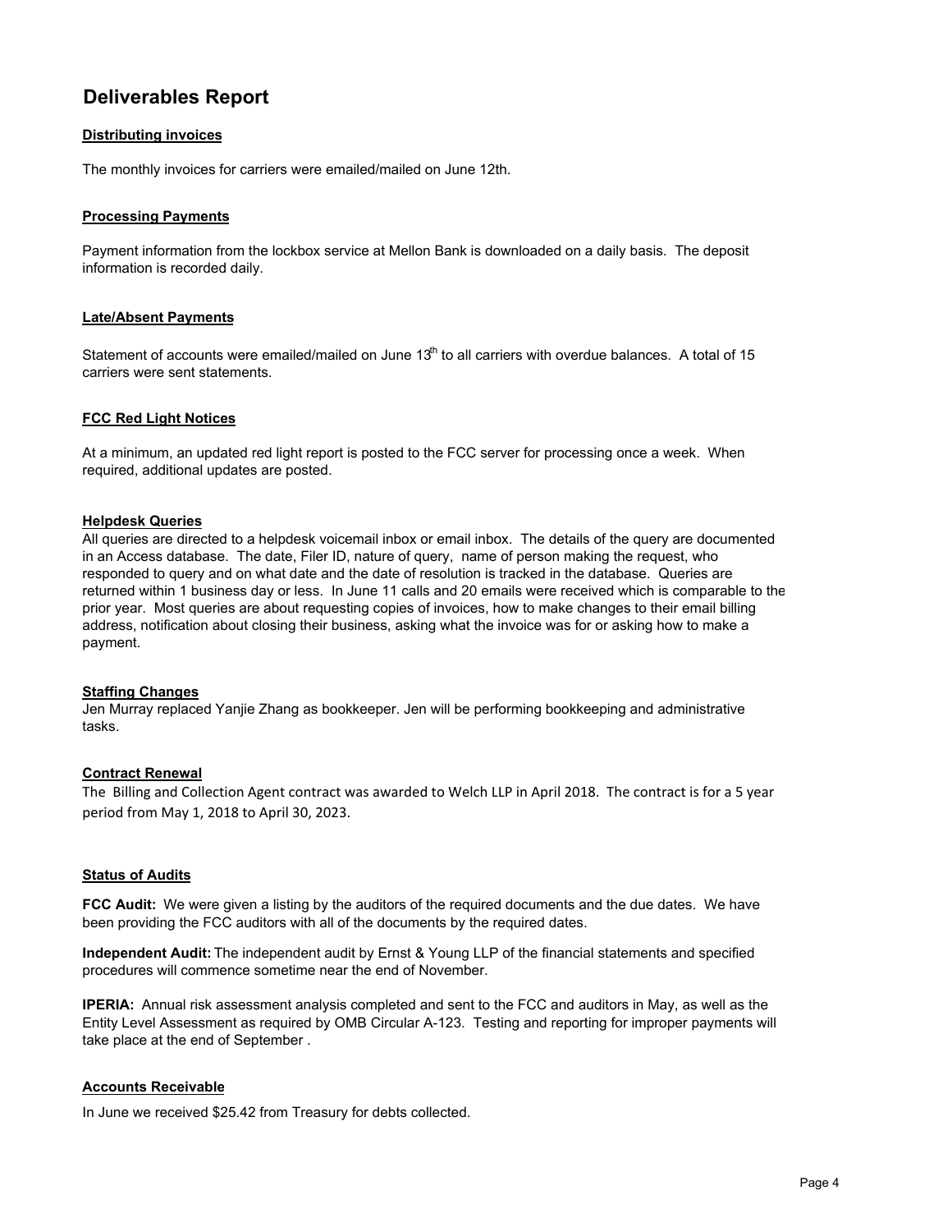# Deliverables Report

**Distributing invoices**

The monthly invoices for carriers were emailed/mailed on June 12th.

**Processing Payments**

Payment information from the lockbox service at Mellon Bank is downloaded on a daily basis. The deposit information is recorded daily.

**Late/Absent Payments**

Statement of accounts were emailed/mailed on June 13th to all carriers with overdue balances. A total of 15 carriers were sent statements.

**FCC Red Light Notices**

At a minimum, an updated red light report is posted to the FCC server for processing once a week. When required, additional updates are posted.

**Helpdesk Queries**

All queries are directed to a helpdesk voicemail inbox or email inbox. The details of the query are documented in an Access database. The date, Filer ID, nature of query, name of person making the request, who responded to query and on what date and the date of resolution is tracked in the database. Queries are returned within 1 business day or less. In June 11 calls and 20 emails were received which is comparable to the prior year. Most queries are about requesting copies of invoices, how to make changes to their email billing address, notification about closing their business, asking what the invoice was for or asking how to make a payment.

**Staffing Changes**

Jen Murray replaced Yanjie Zhang as bookkeeper. Jen will be performing bookkeeping and administrative tasks.

**Contract Renewal**

The Billing and Collection Agent contract was awarded to Welch LLP in April 2018. The contract is for a 5 year period from May 1, 2018 to April 30, 2023.

**Status of Audits**

**FCC Audit:** We were given a listing by the auditors of the required documents and the due dates. We have been providing the FCC auditors with all of the documents by the required dates.

**Independent Audit:** The independent audit by Ernst & Young LLP of the financial statements and specified procedures will commence sometime near the end of November.

**IPERIA:** Annual risk assessment analysis completed and sent to the FCC and auditors in May, as well as the Entity Level Assessment as required by OMB Circular A-123. Testing and reporting for improper payments will take place at the end of September .

**Accounts Receivable**

In June we received $25.42 from Treasury for debts collected.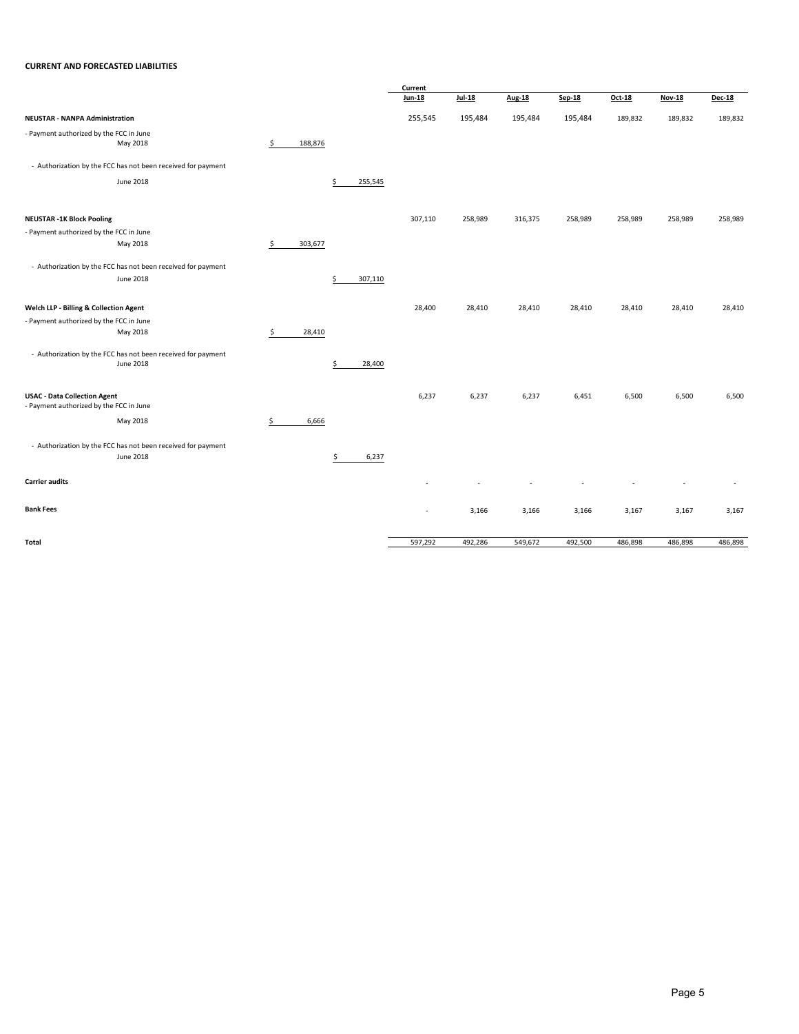**CURRENT AND FORECASTED LIABILITIES**

| | | | Current Jun-18 | Jul-18 | Aug-18 | Sep-18 | Oct-18 | Nov-18 | Dec-18 |
|---|---|---|---|---|---|---|---|---|---|
| **NEUSTAR - NANPA Administration** | | | 255,545 | 195,484 | 195,484 | 195,484 | 189,832 | 189,832 | 189,832 |
| - Payment authorized by the FCC in June | | | | | | | | | |
| May 2018 | $ 188,876 | | | | | | | | |
| - Authorization by the FCC has not been received for payment | | | | | | | | | |
| June 2018 | | $ 255,545 | | | | | | | |
| **NEUSTAR -1K Block Pooling** | | | 307,110 | 258,989 | 316,375 | 258,989 | 258,989 | 258,989 | 258,989 |
| - Payment authorized by the FCC in June | | | | | | | | | |
| May 2018 | $ 303,677 | | | | | | | | |
| - Authorization by the FCC has not been received for payment | | | | | | | | | |
| June 2018 | | $ 307,110 | | | | | | | |
| **Welch LLP - Billing & Collection Agent** | | | 28,400 | 28,410 | 28,410 | 28,410 | 28,410 | 28,410 | 28,410 |
| - Payment authorized by the FCC in June | | | | | | | | | |
| May 2018 | $ 28,410 | | | | | | | | |
| - Authorization by the FCC has not been received for payment | | | | | | | | | |
| June 2018 | | $ 28,400 | | | | | | | |
| **USAC - Data Collection Agent** | | | 6,237 | 6,237 | 6,237 | 6,451 | 6,500 | 6,500 | 6,500 |
| - Payment authorized by the FCC in June | | | | | | | | | |
| May 2018 | $ 6,666 | | | | | | | | |
| - Authorization by the FCC has not been received for payment | | | | | | | | | |
| June 2018 | | $ 6,237 | | | | | | | |
| **Carrier audits** | | | - | - | - | - | - | - | - |
| **Bank Fees** | | | - | 3,166 | 3,166 | 3,166 | 3,167 | 3,167 | 3,167 |
| **Total** | | | 597,292 | 492,286 | 549,672 | 492,500 | 486,898 | 486,898 | 486,898 |